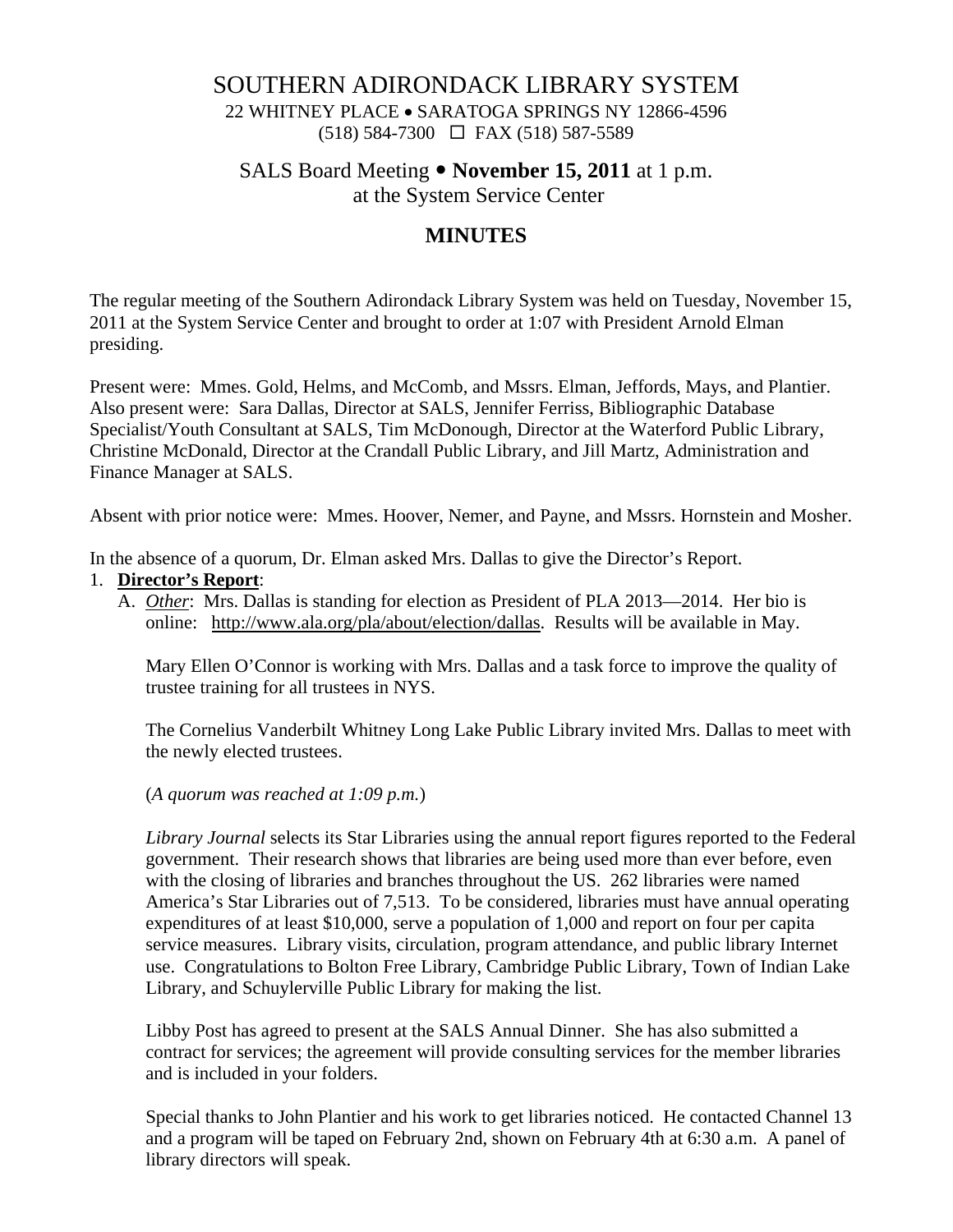# SOUTHERN ADIRONDACK LIBRARY SYSTEM

22 WHITNEY PLACE • SARATOGA SPRINGS NY 12866-4596
(518) 584-7300 ☐ FAX (518) 587-5589

## SALS Board Meeting • **November 15, 2011** at 1 p.m.
## at the System Service Center

## MINUTES

The regular meeting of the Southern Adirondack Library System was held on Tuesday, November 15, 2011 at the System Service Center and brought to order at 1:07 with President Arnold Elman presiding.

Present were: Mmes. Gold, Helms, and McComb, and Mssrs. Elman, Jeffords, Mays, and Plantier. Also present were: Sara Dallas, Director at SALS, Jennifer Ferriss, Bibliographic Database Specialist/Youth Consultant at SALS, Tim McDonough, Director at the Waterford Public Library, Christine McDonald, Director at the Crandall Public Library, and Jill Martz, Administration and Finance Manager at SALS.

Absent with prior notice were: Mmes. Hoover, Nemer, and Payne, and Mssrs. Hornstein and Mosher.

In the absence of a quorum, Dr. Elman asked Mrs. Dallas to give the Director's Report.

1. **Director's Report**:
   A. *Other*: Mrs. Dallas is standing for election as President of PLA 2013—2014. Her bio is online: http://www.ala.org/pla/about/election/dallas. Results will be available in May.

      Mary Ellen O'Connor is working with Mrs. Dallas and a task force to improve the quality of trustee training for all trustees in NYS.

      The Cornelius Vanderbilt Whitney Long Lake Public Library invited Mrs. Dallas to meet with the newly elected trustees.

      (*A quorum was reached at 1:09 p.m.*)

      *Library Journal* selects its Star Libraries using the annual report figures reported to the Federal government. Their research shows that libraries are being used more than ever before, even with the closing of libraries and branches throughout the US. 262 libraries were named America's Star Libraries out of 7,513. To be considered, libraries must have annual operating expenditures of at least $10,000, serve a population of 1,000 and report on four per capita service measures. Library visits, circulation, program attendance, and public library Internet use. Congratulations to Bolton Free Library, Cambridge Public Library, Town of Indian Lake Library, and Schuylerville Public Library for making the list.

      Libby Post has agreed to present at the SALS Annual Dinner. She has also submitted a contract for services; the agreement will provide consulting services for the member libraries and is included in your folders.

      Special thanks to John Plantier and his work to get libraries noticed. He contacted Channel 13 and a program will be taped on February 2nd, shown on February 4th at 6:30 a.m. A panel of library directors will speak.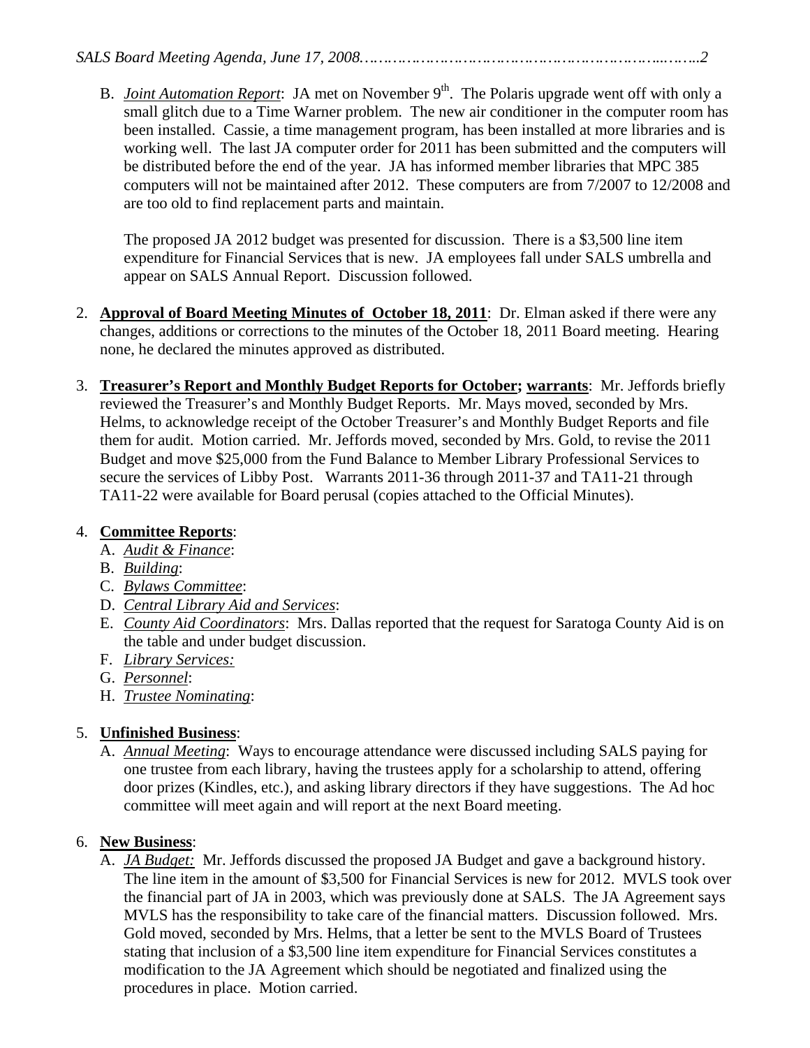B. *Joint Automation Report*: JA met on November 9th. The Polaris upgrade went off with only a small glitch due to a Time Warner problem. The new air conditioner in the computer room has been installed. Cassie, a time management program, has been installed at more libraries and is working well. The last JA computer order for 2011 has been submitted and the computers will be distributed before the end of the year. JA has informed member libraries that MPC 385 computers will not be maintained after 2012. These computers are from 7/2007 to 12/2008 and are too old to find replacement parts and maintain.

   The proposed JA 2012 budget was presented for discussion. There is a $3,500 line item expenditure for Financial Services that is new. JA employees fall under SALS umbrella and appear on SALS Annual Report. Discussion followed.

2. **Approval of Board Meeting Minutes of October 18, 2011**: Dr. Elman asked if there were any changes, additions or corrections to the minutes of the October 18, 2011 Board meeting. Hearing none, he declared the minutes approved as distributed.

3. **Treasurer's Report and Monthly Budget Reports for October; warrants**: Mr. Jeffords briefly reviewed the Treasurer's and Monthly Budget Reports. Mr. Mays moved, seconded by Mrs. Helms, to acknowledge receipt of the October Treasurer's and Monthly Budget Reports and file them for audit. Motion carried. Mr. Jeffords moved, seconded by Mrs. Gold, to revise the 2011 Budget and move $25,000 from the Fund Balance to Member Library Professional Services to secure the services of Libby Post. Warrants 2011-36 through 2011-37 and TA11-21 through TA11-22 were available for Board perusal (copies attached to the Official Minutes).

4. **Committee Reports**:
   A. *Audit & Finance*:
   B. *Building*:
   C. *Bylaws Committee*:
   D. *Central Library Aid and Services*:
   E. *County Aid Coordinators*: Mrs. Dallas reported that the request for Saratoga County Aid is on the table and under budget discussion.
   F. *Library Services:*
   G. *Personnel*:
   H. *Trustee Nominating*:

5. **Unfinished Business**:
   A. *Annual Meeting*: Ways to encourage attendance were discussed including SALS paying for one trustee from each library, having the trustees apply for a scholarship to attend, offering door prizes (Kindles, etc.), and asking library directors if they have suggestions. The Ad hoc committee will meet again and will report at the next Board meeting.

6. **New Business**:
   A. *JA Budget:* Mr. Jeffords discussed the proposed JA Budget and gave a background history. The line item in the amount of $3,500 for Financial Services is new for 2012. MVLS took over the financial part of JA in 2003, which was previously done at SALS. The JA Agreement says MVLS has the responsibility to take care of the financial matters. Discussion followed. Mrs. Gold moved, seconded by Mrs. Helms, that a letter be sent to the MVLS Board of Trustees stating that inclusion of a $3,500 line item expenditure for Financial Services constitutes a modification to the JA Agreement which should be negotiated and finalized using the procedures in place. Motion carried.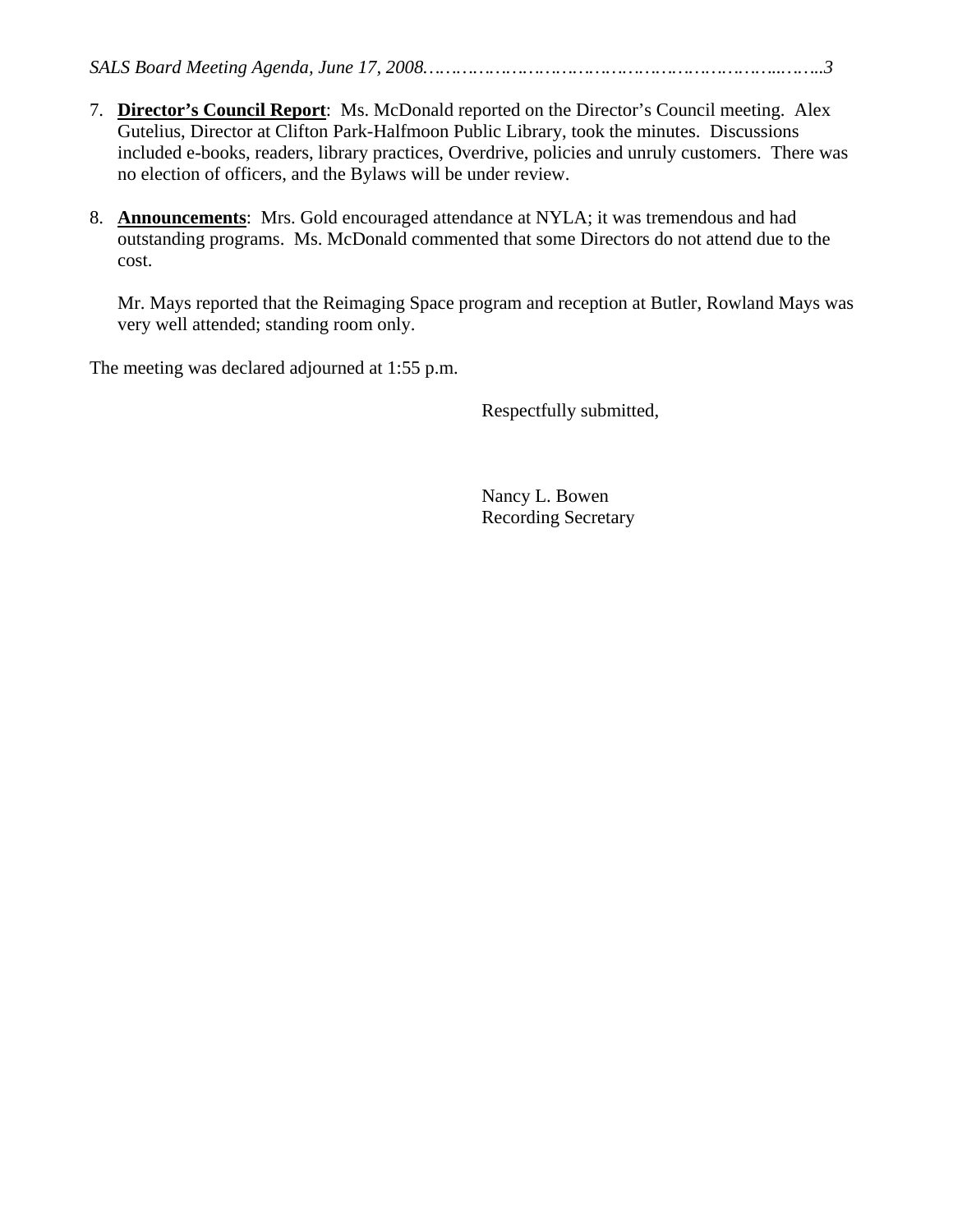7. **Director's Council Report**: Ms. McDonald reported on the Director's Council meeting. Alex Gutelius, Director at Clifton Park-Halfmoon Public Library, took the minutes. Discussions included e-books, readers, library practices, Overdrive, policies and unruly customers. There was no election of officers, and the Bylaws will be under review.

8. **Announcements**: Mrs. Gold encouraged attendance at NYLA; it was tremendous and had outstanding programs. Ms. McDonald commented that some Directors do not attend due to the cost.

   Mr. Mays reported that the Reimaging Space program and reception at Butler, Rowland Mays was very well attended; standing room only.

The meeting was declared adjourned at 1:55 p.m.

Respectfully submitted,

Nancy L. Bowen
Recording Secretary